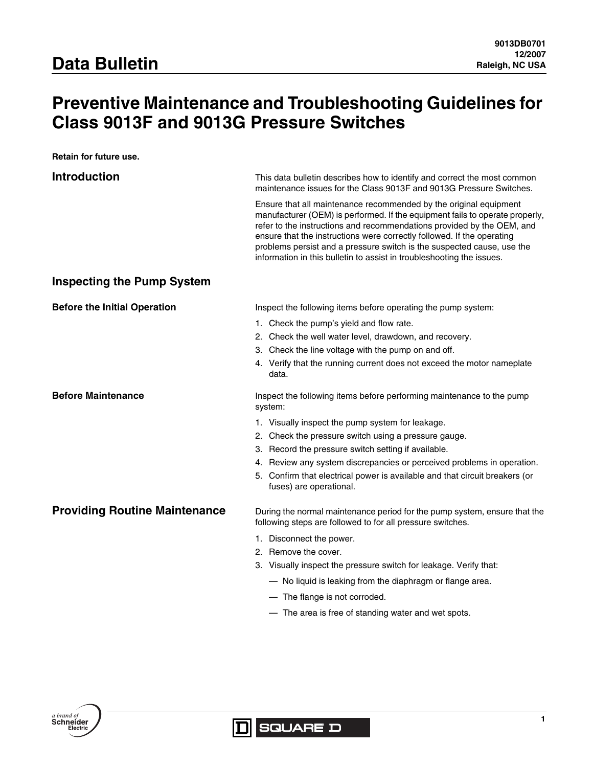# Data Bulletin

9013DB0701
12/2007
Raleigh, NC USA

# Preventive Maintenance and Troubleshooting Guidelines for Class 9013F and 9013G Pressure Switches

**Retain for future use.**

## Introduction

This data bulletin describes how to identify and correct the most common maintenance issues for the Class 9013F and 9013G Pressure Switches.

Ensure that all maintenance recommended by the original equipment manufacturer (OEM) is performed. If the equipment fails to operate properly, refer to the instructions and recommendations provided by the OEM, and ensure that the instructions were correctly followed. If the operating problems persist and a pressure switch is the suspected cause, use the information in this bulletin to assist in troubleshooting the issues.

## Inspecting the Pump System

### Before the Initial Operation

Inspect the following items before operating the pump system:

1. Check the pump's yield and flow rate.
2. Check the well water level, drawdown, and recovery.
3. Check the line voltage with the pump on and off.
4. Verify that the running current does not exceed the motor nameplate data.

### Before Maintenance

Inspect the following items before performing maintenance to the pump system:

1. Visually inspect the pump system for leakage.
2. Check the pressure switch using a pressure gauge.
3. Record the pressure switch setting if available.
4. Review any system discrepancies or perceived problems in operation.
5. Confirm that electrical power is available and that circuit breakers (or fuses) are operational.

## Providing Routine Maintenance

During the normal maintenance period for the pump system, ensure that the following steps are followed to for all pressure switches.

1. Disconnect the power.
2. Remove the cover.
3. Visually inspect the pressure switch for leakage. Verify that:
   - No liquid is leaking from the diaphragm or flange area.
   - The flange is not corroded.
   - The area is free of standing water and wet spots.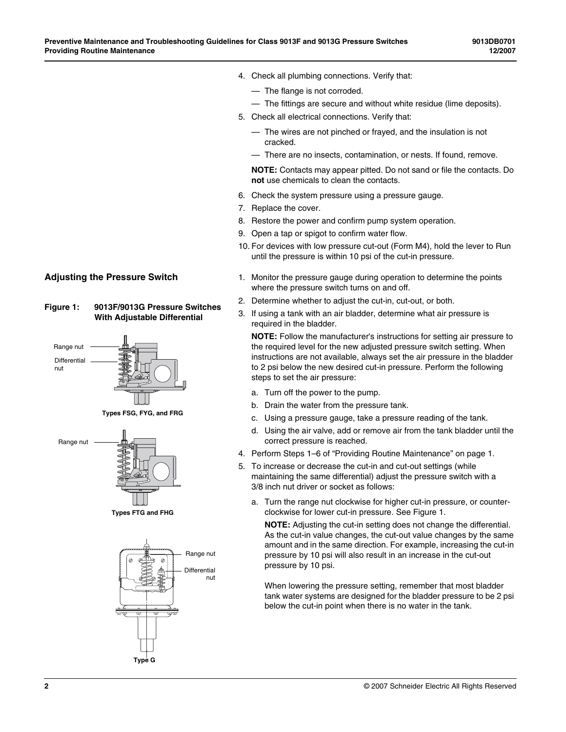4. Check all plumbing connections. Verify that:
   — The flange is not corroded.
   — The fittings are secure and without white residue (lime deposits).
5. Check all electrical connections. Verify that:
   — The wires are not pinched or frayed, and the insulation is not cracked.
   — There are no insects, contamination, or nests. If found, remove.

   **NOTE:** Contacts may appear pitted. Do not sand or file the contacts. Do **not** use chemicals to clean the contacts.
6. Check the system pressure using a pressure gauge.
7. Replace the cover.
8. Restore the power and confirm pump system operation.
9. Open a tap or spigot to confirm water flow.
10. For devices with low pressure cut-out (Form M4), hold the lever to Run until the pressure is within 10 psi of the cut-in pressure.

## Adjusting the Pressure Switch

**Figure 1: 9013F/9013G Pressure Switches With Adjustable Differential**

Range nut
Differential nut

Types FSG, FYG, and FRG

Range nut

Types FTG and FHG

Range nut
Differential nut

Type G

1. Monitor the pressure gauge during operation to determine the points where the pressure switch turns on and off.
2. Determine whether to adjust the cut-in, cut-out, or both.
3. If using a tank with an air bladder, determine what air pressure is required in the bladder.

   **NOTE:** Follow the manufacturer's instructions for setting air pressure to the required level for the new adjusted pressure switch setting. When instructions are not available, always set the air pressure in the bladder to 2 psi below the new desired cut-in pressure. Perform the following steps to set the air pressure:

   a. Turn off the power to the pump.
   b. Drain the water from the pressure tank.
   c. Using a pressure gauge, take a pressure reading of the tank.
   d. Using the air valve, add or remove air from the tank bladder until the correct pressure is reached.
4. Perform Steps 1–6 of "Providing Routine Maintenance" on page 1.
5. To increase or decrease the cut-in and cut-out settings (while maintaining the same differential) adjust the pressure switch with a 3/8 inch nut driver or socket as follows:

   a. Turn the range nut clockwise for higher cut-in pressure, or counter-clockwise for lower cut-in pressure. See Figure 1.

      **NOTE:** Adjusting the cut-in setting does not change the differential. As the cut-in value changes, the cut-out value changes by the same amount and in the same direction. For example, increasing the cut-in pressure by 10 psi will also result in an increase in the cut-out pressure by 10 psi.

      When lowering the pressure setting, remember that most bladder tank water systems are designed for the bladder pressure to be 2 psi below the cut-in point when there is no water in the tank.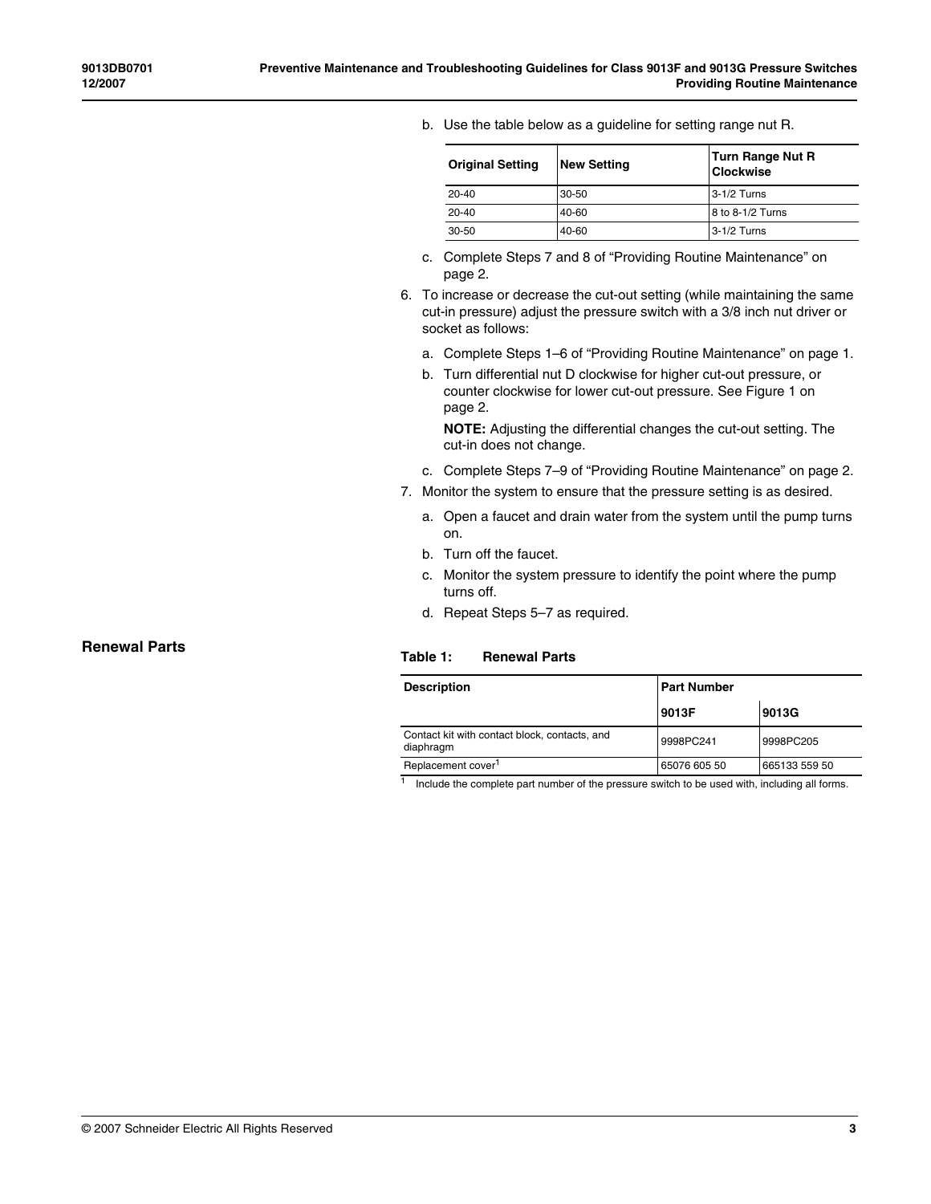b. Use the table below as a guideline for setting range nut R.

| Original Setting | New Setting | Turn Range Nut R Clockwise |
|---|---|---|
| 20-40 | 30-50 | 3-1/2 Turns |
| 20-40 | 40-60 | 8 to 8-1/2 Turns |
| 30-50 | 40-60 | 3-1/2 Turns |

c. Complete Steps 7 and 8 of "Providing Routine Maintenance" on page 2.

6. To increase or decrease the cut-out setting (while maintaining the same cut-in pressure) adjust the pressure switch with a 3/8 inch nut driver or socket as follows:

   a. Complete Steps 1–6 of "Providing Routine Maintenance" on page 1.

   b. Turn differential nut D clockwise for higher cut-out pressure, or counter clockwise for lower cut-out pressure. See Figure 1 on page 2.

      **NOTE:** Adjusting the differential changes the cut-out setting. The cut-in does not change.

   c. Complete Steps 7–9 of "Providing Routine Maintenance" on page 2.

7. Monitor the system to ensure that the pressure setting is as desired.

   a. Open a faucet and drain water from the system until the pump turns on.

   b. Turn off the faucet.

   c. Monitor the system pressure to identify the point where the pump turns off.

   d. Repeat Steps 5–7 as required.

## Renewal Parts

**Table 1: Renewal Parts**

| Description | Part Number | |
|---|---|---|
| | 9013F | 9013G |
| Contact kit with contact block, contacts, and diaphragm | 9998PC241 | 9998PC205 |
| Replacement cover[1] | 65076 605 50 | 665133 559 50 |

[1] Include the complete part number of the pressure switch to be used with, including all forms.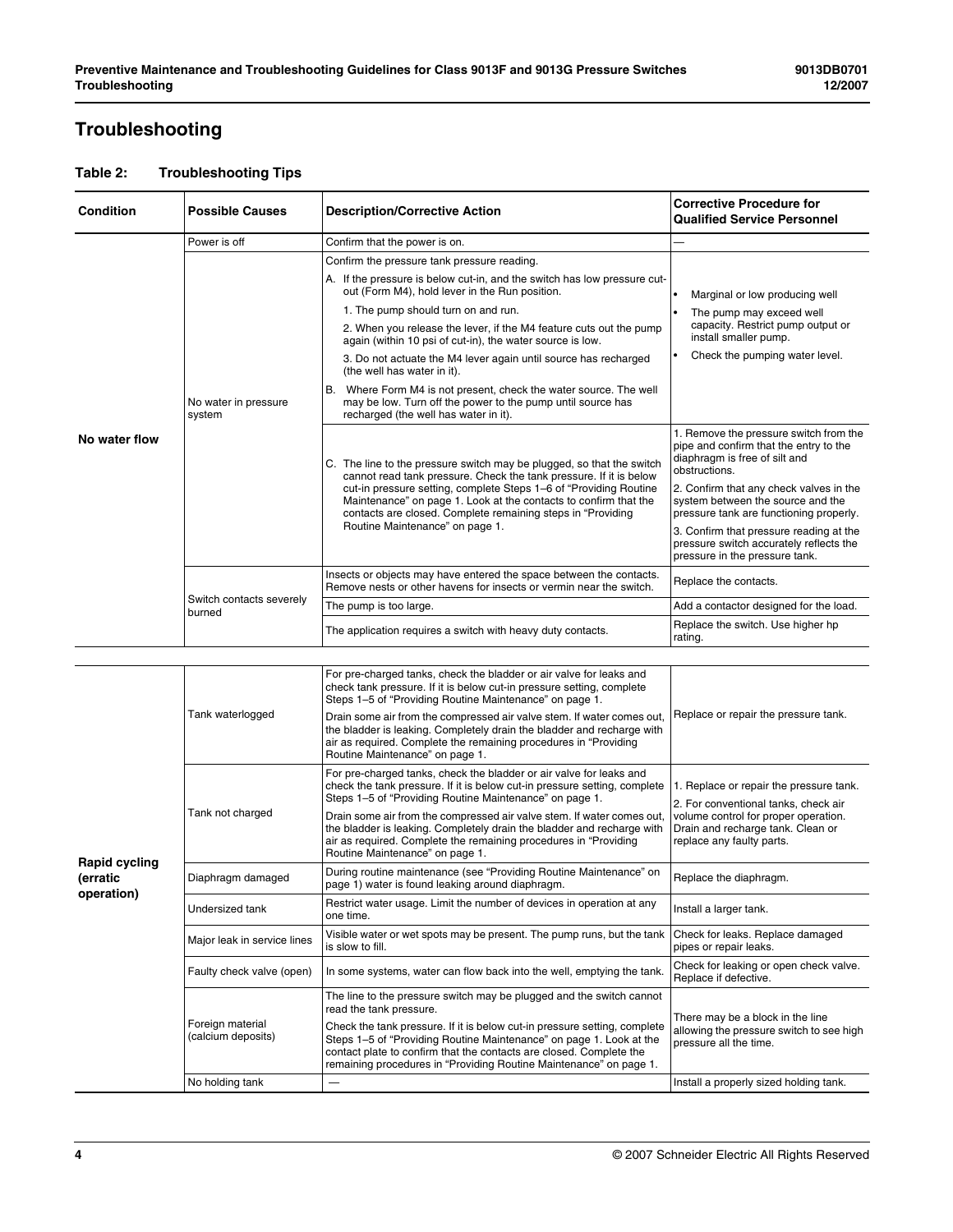# Troubleshooting

**Table 2: Troubleshooting Tips**

| Condition | Possible Causes | Description/Corrective Action | Corrective Procedure for Qualified Service Personnel |
|---|---|---|---|
| No water flow | Power is off | Confirm that the power is on. | — |
| | No water in pressure system | Confirm the pressure tank pressure reading.<br>A. If the pressure is below cut-in, and the switch has low pressure cut-out (Form M4), hold lever in the Run position.<br>1. The pump should turn on and run.<br>2. When you release the lever, if the M4 feature cuts out the pump again (within 10 psi of cut-in), the water source is low.<br>3. Do not actuate the M4 lever again until source has recharged (the well has water in it).<br>B. Where Form M4 is not present, check the water source. The well may be low. Turn off the power to the pump until source has recharged (the well has water in it). | • Marginal or low producing well<br>• The pump may exceed well capacity. Restrict pump output or install smaller pump.<br>• Check the pumping water level. |
| | | C. The line to the pressure switch may be plugged, so that the switch cannot read tank pressure. Check the tank pressure. If it is below cut-in pressure setting, complete Steps 1–6 of "Providing Routine Maintenance" on page 1. Look at the contacts to confirm that the contacts are closed. Complete remaining steps in "Providing Routine Maintenance" on page 1. | 1. Remove the pressure switch from the pipe and confirm that the entry to the diaphragm is free of silt and obstructions.<br>2. Confirm that any check valves in the system between the source and the pressure tank are functioning properly.<br>3. Confirm that pressure reading at the pressure switch accurately reflects the pressure in the pressure tank. |
| | Switch contacts severely burned | Insects or objects may have entered the space between the contacts. Remove nests or other havens for insects or vermin near the switch. | Replace the contacts. |
| | | The pump is too large. | Add a contactor designed for the load. |
| | | The application requires a switch with heavy duty contacts. | Replace the switch. Use higher hp rating. |
| Rapid cycling (erratic operation) | Tank waterlogged | For pre-charged tanks, check the bladder or air valve for leaks and check tank pressure. If it is below cut-in pressure setting, complete Steps 1–5 of "Providing Routine Maintenance" on page 1.<br>Drain some air from the compressed air valve stem. If water comes out, the bladder is leaking. Completely drain the bladder and recharge with air as required. Complete the remaining procedures in "Providing Routine Maintenance" on page 1. | Replace or repair the pressure tank. |
| | Tank not charged | For pre-charged tanks, check the bladder or air valve for leaks and check the tank pressure. If it is below cut-in pressure setting, complete Steps 1–5 of "Providing Routine Maintenance" on page 1.<br>Drain some air from the compressed air valve stem. If water comes out, the bladder is leaking. Completely drain the bladder and recharge with air as required. Complete the remaining procedures in "Providing Routine Maintenance" on page 1. | 1. Replace or repair the pressure tank.<br>2. For conventional tanks, check air volume control for proper operation. Drain and recharge tank. Clean or replace any faulty parts. |
| | Diaphragm damaged | During routine maintenance (see "Providing Routine Maintenance" on page 1) water is found leaking around diaphragm. | Replace the diaphragm. |
| | Undersized tank | Restrict water usage. Limit the number of devices in operation at any one time. | Install a larger tank. |
| | Major leak in service lines | Visible water or wet spots may be present. The pump runs, but the tank is slow to fill. | Check for leaks. Replace damaged pipes or repair leaks. |
| | Faulty check valve (open) | In some systems, water can flow back into the well, emptying the tank. | Check for leaking or open check valve. Replace if defective. |
| | Foreign material (calcium deposits) | The line to the pressure switch may be plugged and the switch cannot read the tank pressure.<br>Check the tank pressure. If it is below cut-in pressure setting, complete Steps 1–5 of "Providing Routine Maintenance" on page 1. Look at the contact plate to confirm that the contacts are closed. Complete the remaining procedures in "Providing Routine Maintenance" on page 1. | There may be a block in the line allowing the pressure switch to see high pressure all the time. |
| | No holding tank | — | Install a properly sized holding tank. |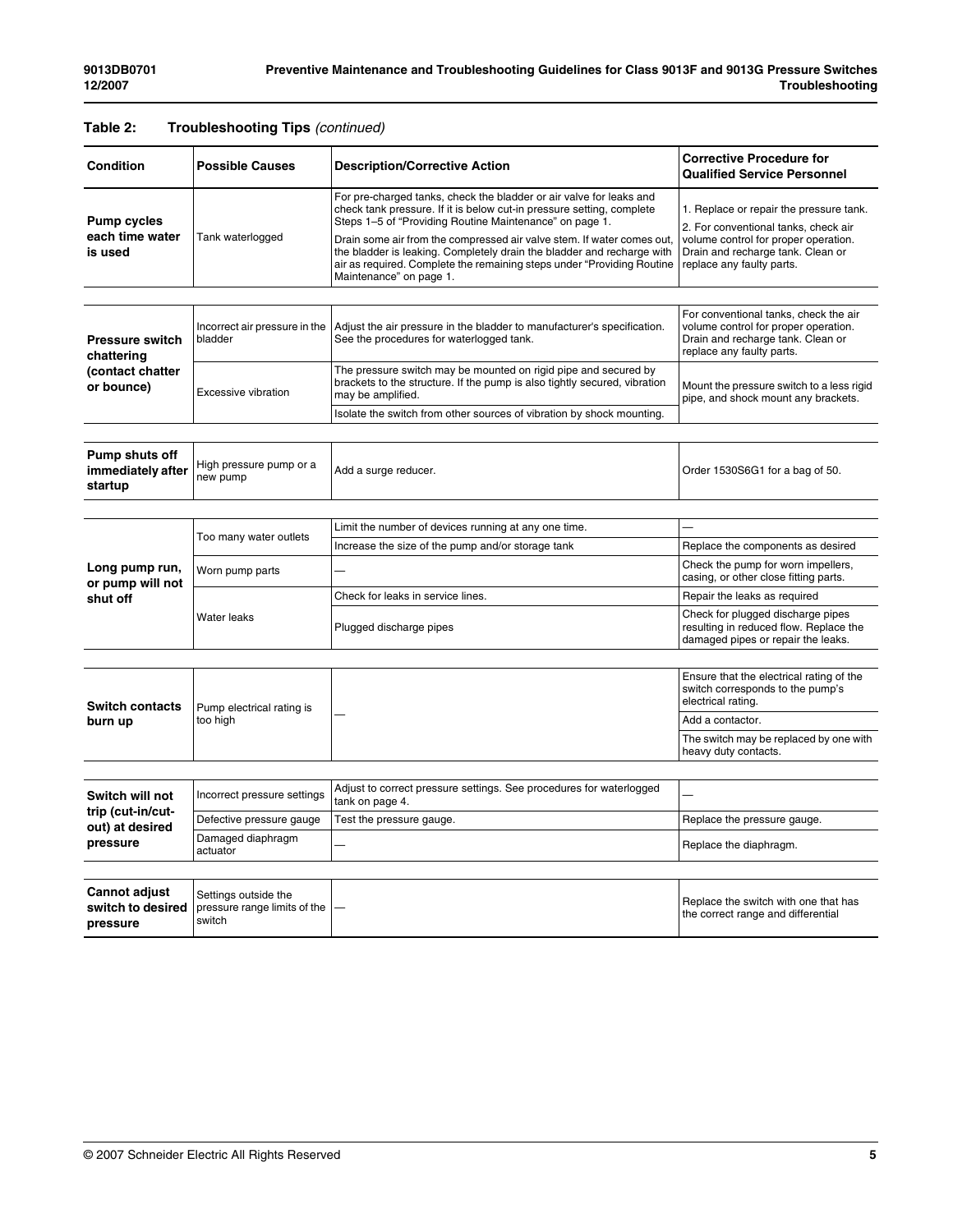**Table 2: Troubleshooting Tips** *(continued)*

| Condition | Possible Causes | Description/Corrective Action | Corrective Procedure for Qualified Service Personnel |
|---|---|---|---|
| **Pump cycles each time water is used** | Tank waterlogged | For pre-charged tanks, check the bladder or air valve for leaks and check tank pressure. If it is below cut-in pressure setting, complete Steps 1–5 of "Providing Routine Maintenance" on page 1. Drain some air from the compressed air valve stem. If water comes out, the bladder is leaking. Completely drain the bladder and recharge with air as required. Complete the remaining steps under "Providing Routine Maintenance" on page 1. | 1. Replace or repair the pressure tank. 2. For conventional tanks, check air volume control for proper operation. Drain and recharge tank. Clean or replace any faulty parts. |
| **Pressure switch chattering (contact chatter or bounce)** | Incorrect air pressure in the bladder | Adjust the air pressure in the bladder to manufacturer's specification. See the procedures for waterlogged tank. | For conventional tanks, check the air volume control for proper operation. Drain and recharge tank. Clean or replace any faulty parts. |
| | Excessive vibration | The pressure switch may be mounted on rigid pipe and secured by brackets to the structure. If the pump is also tightly secured, vibration may be amplified. | Mount the pressure switch to a less rigid pipe, and shock mount any brackets. |
| | | Isolate the switch from other sources of vibration by shock mounting. | |
| **Pump shuts off immediately after startup** | High pressure pump or a new pump | Add a surge reducer. | Order 1530S6G1 for a bag of 50. |
| **Long pump run, or pump will not shut off** | Too many water outlets | Limit the number of devices running at any one time. | — |
| | | Increase the size of the pump and/or storage tank | Replace the components as desired |
| | Worn pump parts | — | Check the pump for worn impellers, casing, or other close fitting parts. |
| | Water leaks | Check for leaks in service lines. | Repair the leaks as required |
| | | Plugged discharge pipes | Check for plugged discharge pipes resulting in reduced flow. Replace the damaged pipes or repair the leaks. |
| **Switch contacts burn up** | Pump electrical rating is too high | — | Ensure that the electrical rating of the switch corresponds to the pump's electrical rating. |
| | | | Add a contactor. |
| | | | The switch may be replaced by one with heavy duty contacts. |
| **Switch will not trip (cut-in/cut-out) at desired pressure** | Incorrect pressure settings | Adjust to correct pressure settings. See procedures for waterlogged tank on page 4. | — |
| | Defective pressure gauge | Test the pressure gauge. | Replace the pressure gauge. |
| | Damaged diaphragm actuator | — | Replace the diaphragm. |
| **Cannot adjust switch to desired pressure** | Settings outside the pressure range limits of the switch | — | Replace the switch with one that has the correct range and differential |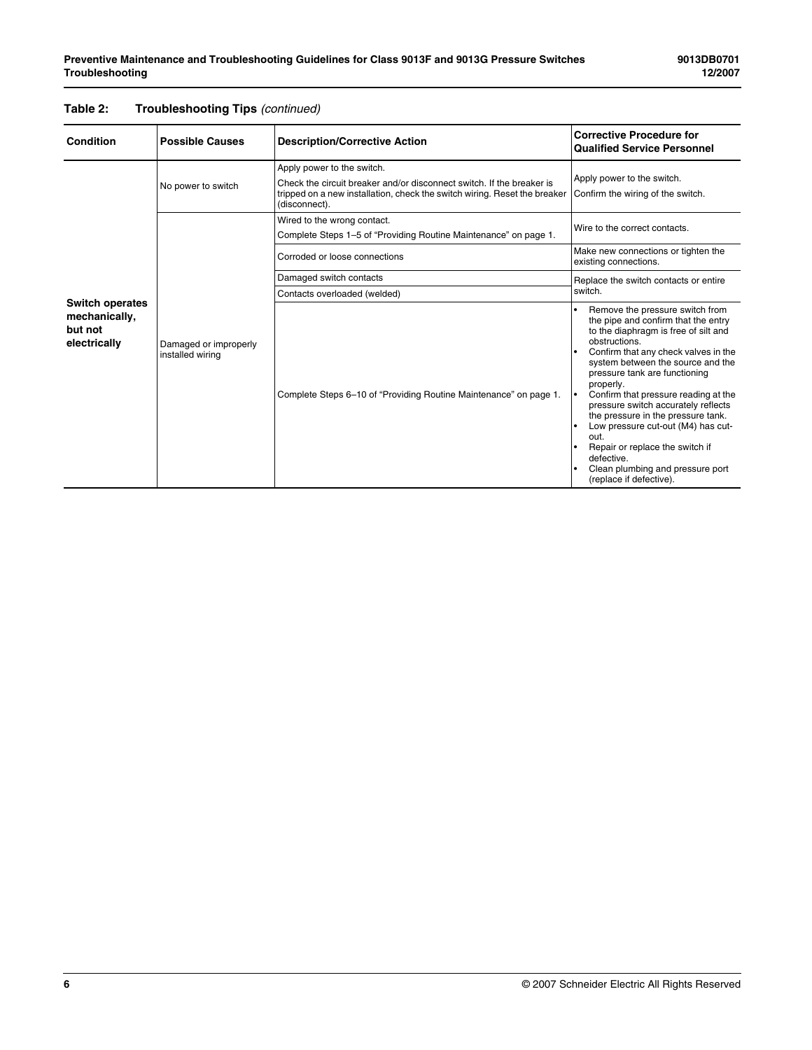**Table 2: Troubleshooting Tips** *(continued)*

| Condition | Possible Causes | Description/Corrective Action | Corrective Procedure for Qualified Service Personnel |
|---|---|---|---|
| **Switch operates mechanically, but not electrically** | No power to switch | Apply power to the switch.<br>Check the circuit breaker and/or disconnect switch. If the breaker is tripped on a new installation, check the switch wiring. Reset the breaker (disconnect). | Apply power to the switch.<br>Confirm the wiring of the switch. |
| | Damaged or improperly installed wiring | Wired to the wrong contact.<br>Complete Steps 1–5 of "Providing Routine Maintenance" on page 1. | Wire to the correct contacts. |
| | | Corroded or loose connections | Make new connections or tighten the existing connections. |
| | | Damaged switch contacts | Replace the switch contacts or entire switch. |
| | | Contacts overloaded (welded) | |
| | | Complete Steps 6–10 of "Providing Routine Maintenance" on page 1. | • Remove the pressure switch from the pipe and confirm that the entry to the diaphragm is free of silt and obstructions.<br>• Confirm that any check valves in the system between the source and the pressure tank are functioning properly.<br>• Confirm that pressure reading at the pressure switch accurately reflects the pressure in the pressure tank.<br>• Low pressure cut-out (M4) has cut-out.<br>• Repair or replace the switch if defective.<br>• Clean plumbing and pressure port (replace if defective). |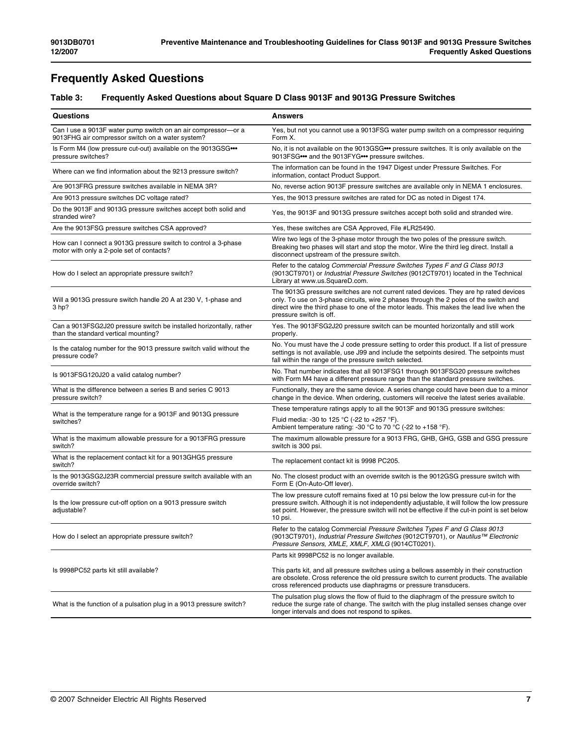## Frequently Asked Questions

**Table 3: Frequently Asked Questions about Square D Class 9013F and 9013G Pressure Switches**

| Questions | Answers |
| --- | --- |
| Can I use a 9013F water pump switch on an air compressor—or a 9013FHG air compressor switch on a water system? | Yes, but not you cannot use a 9013FSG water pump switch on a compressor requiring Form X. |
| Is Form M4 (low pressure cut-out) available on the 9013GSG••• pressure switches? | No, it is not available on the 9013GSG••• pressure switches. It is only available on the 9013FSG••• and the 9013FYG••• pressure switches. |
| Where can we find information about the 9213 pressure switch? | The information can be found in the 1947 Digest under Pressure Switches. For information, contact Product Support. |
| Are 9013FRG pressure switches available in NEMA 3R? | No, reverse action 9013F pressure switches are available only in NEMA 1 enclosures. |
| Are 9013 pressure switches DC voltage rated? | Yes, the 9013 pressure switches are rated for DC as noted in Digest 174. |
| Do the 9013F and 9013G pressure switches accept both solid and stranded wire? | Yes, the 9013F and 9013G pressure switches accept both solid and stranded wire. |
| Are the 9013FSG pressure switches CSA approved? | Yes, these switches are CSA Approved, File #LR25490. |
| How can I connect a 9013G pressure switch to control a 3-phase motor with only a 2-pole set of contacts? | Wire two legs of the 3-phase motor through the two poles of the pressure switch. Breaking two phases will start and stop the motor. Wire the third leg direct. Install a disconnect upstream of the pressure switch. |
| How do I select an appropriate pressure switch? | Refer to the catalog *Commercial Pressure Switches Types F and G Class 9013* (9013CT9701) or *Industrial Pressure Switches* (9012CT9701) located in the Technical Library at www.us.SquareD.com. |
| Will a 9013G pressure switch handle 20 A at 230 V, 1-phase and 3 hp? | The 9013G pressure switches are not current rated devices. They are hp rated devices only. To use on 3-phase circuits, wire 2 phases through the 2 poles of the switch and direct wire the third phase to one of the motor leads. This makes the lead live when the pressure switch is off. |
| Can a 9013FSG2J20 pressure switch be installed horizontally, rather than the standard vertical mounting? | Yes. The 9013FSG2J20 pressure switch can be mounted horizontally and still work properly. |
| Is the catalog number for the 9013 pressure switch valid without the pressure code? | No. You must have the J code pressure setting to order this product. If a list of pressure settings is not available, use J99 and include the setpoints desired. The setpoints must fall within the range of the pressure switch selected. |
| Is 9013FSG120J20 a valid catalog number? | No. That number indicates that all 9013FSG1 through 9013FSG20 pressure switches with Form M4 have a different pressure range than the standard pressure switches. |
| What is the difference between a series B and series C 9013 pressure switch? | Functionally, they are the same device. A series change could have been due to a minor change in the device. When ordering, customers will receive the latest series available. |
| What is the temperature range for a 9013F and 9013G pressure switches? | These temperature ratings apply to all the 9013F and 9013G pressure switches:<br>Fluid media: -30 to 125 °C (-22 to +257 °F).<br>Ambient temperature rating: -30 °C to 70 °C (-22 to +158 °F). |
| What is the maximum allowable pressure for a 9013FRG pressure switch? | The maximum allowable pressure for a 9013 FRG, GHB, GHG, GSB and GSG pressure switch is 300 psi. |
| What is the replacement contact kit for a 9013GHG5 pressure switch? | The replacement contact kit is 9998 PC205. |
| Is the 9013GSG2J23R commercial pressure switch available with an override switch? | No. The closest product with an override switch is the 9012GSG pressure switch with Form E (On-Auto-Off lever). |
| Is the low pressure cut-off option on a 9013 pressure switch adjustable? | The low pressure cutoff remains fixed at 10 psi below the low pressure cut-in for the pressure switch. Although it is not independently adjustable, it will follow the low pressure set point. However, the pressure switch will not be effective if the cut-in point is set below 10 psi. |
| How do I select an appropriate pressure switch? | Refer to the catalog Commercial *Pressure Switches Types F and G Class 9013* (9013CT9701), *Industrial Pressure Switches* (9012CT9701), or *Nautilus™ Electronic Pressure Sensors, XMLE, XMLF, XMLG* (9014CT0201). |
| Is 9998PC52 parts kit still available? | Parts kit 9998PC52 is no longer available.<br><br>This parts kit, and all pressure switches using a bellows assembly in their construction are obsolete. Cross reference the old pressure switch to current products. The available cross referenced products use diaphragms or pressure transducers. |
| What is the function of a pulsation plug in a 9013 pressure switch? | The pulsation plug slows the flow of fluid to the diaphragm of the pressure switch to reduce the surge rate of change. The switch with the plug installed senses change over longer intervals and does not respond to spikes. |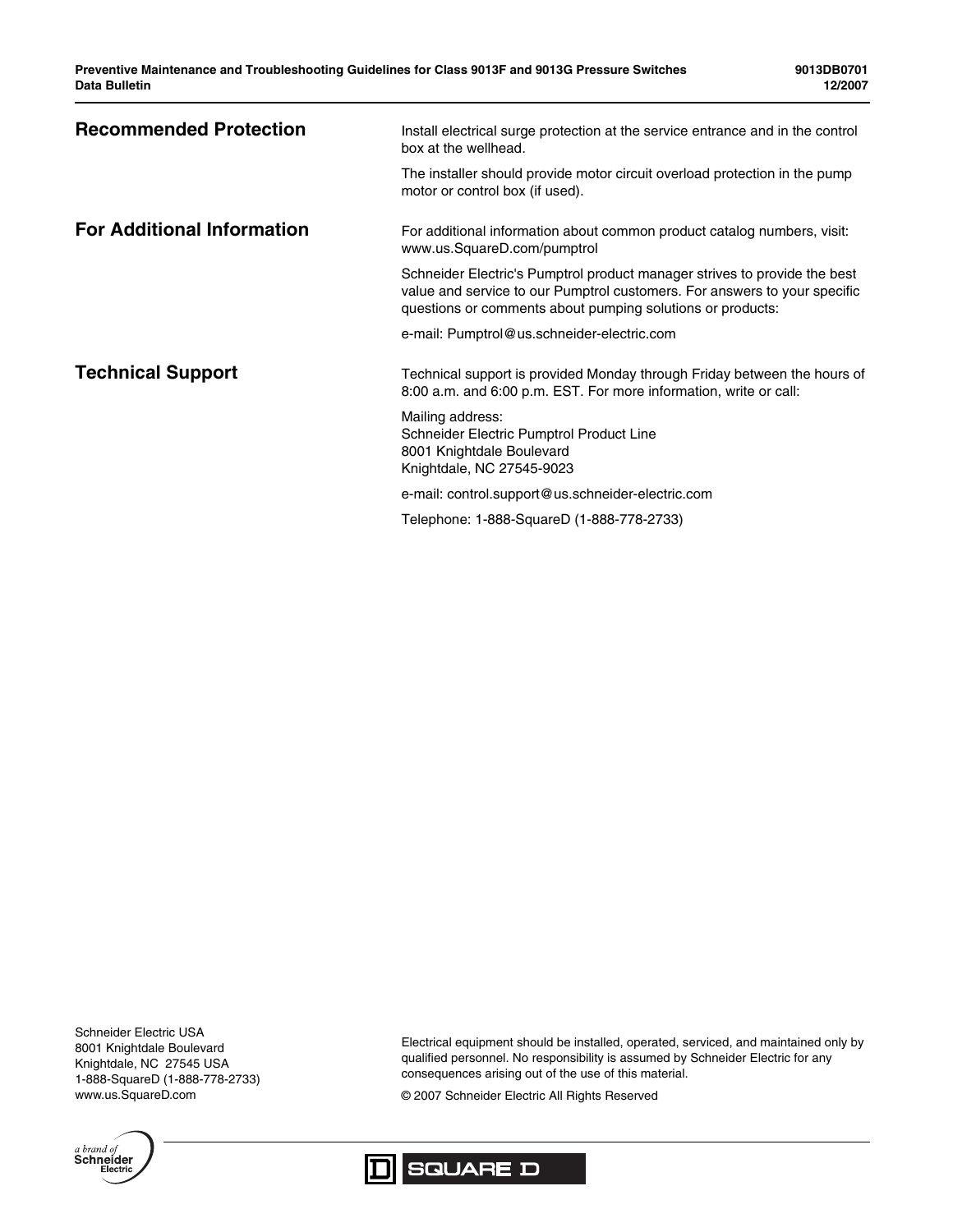## Recommended Protection

Install electrical surge protection at the service entrance and in the control box at the wellhead.

The installer should provide motor circuit overload protection in the pump motor or control box (if used).

## For Additional Information

For additional information about common product catalog numbers, visit: www.us.SquareD.com/pumptrol

Schneider Electric's Pumptrol product manager strives to provide the best value and service to our Pumptrol customers. For answers to your specific questions or comments about pumping solutions or products:

e-mail: Pumptrol@us.schneider-electric.com

## Technical Support

Technical support is provided Monday through Friday between the hours of 8:00 a.m. and 6:00 p.m. EST. For more information, write or call:

Mailing address:
Schneider Electric Pumptrol Product Line
8001 Knightdale Boulevard
Knightdale, NC 27545-9023

e-mail: control.support@us.schneider-electric.com

Telephone: 1-888-SquareD (1-888-778-2733)

Schneider Electric USA
8001 Knightdale Boulevard
Knightdale, NC 27545 USA
1-888-SquareD (1-888-778-2733)
www.us.SquareD.com

Electrical equipment should be installed, operated, serviced, and maintained only by qualified personnel. No responsibility is assumed by Schneider Electric for any consequences arising out of the use of this material.

© 2007 Schneider Electric All Rights Reserved